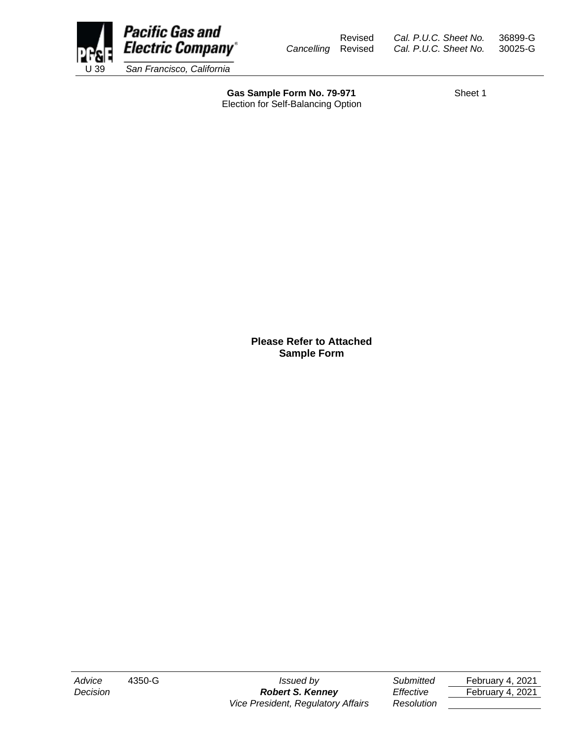Pacific Gas and Electric Company
U 39 San Francisco, California

Revised Cal. P.U.C. Sheet No. 36899-G
Cancelling Revised Cal. P.U.C. Sheet No. 30025-G

**Gas Sample Form No. 79-971**
Election for Self-Balancing Option

Sheet 1

**Please Refer to Attached Sample Form**

| *Advice* | 4350-G | *Issued by* | *Submitted* | February 4, 2021 |
|---|---|---|---|---|
| *Decision* | | ***Robert S. Kenney*** | *Effective* | February 4, 2021 |
| | | *Vice President, Regulatory Affairs* | *Resolution* | |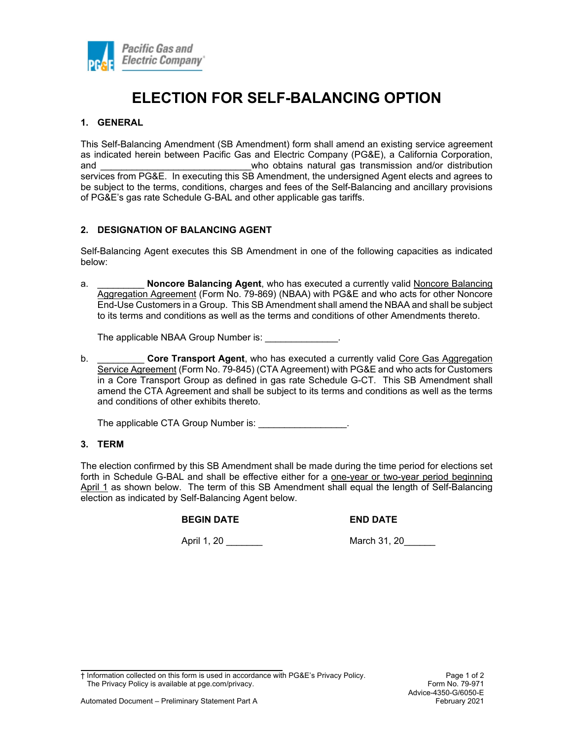# ELECTION FOR SELF-BALANCING OPTION

## 1. GENERAL

This Self-Balancing Amendment (SB Amendment) form shall amend an existing service agreement as indicated herein between Pacific Gas and Electric Company (PG&E), a California Corporation, and ______________________________who obtains natural gas transmission and/or distribution services from PG&E. In executing this SB Amendment, the undersigned Agent elects and agrees to be subject to the terms, conditions, charges and fees of the Self-Balancing and ancillary provisions of PG&E's gas rate Schedule G-BAL and other applicable gas tariffs.

## 2. DESIGNATION OF BALANCING AGENT

Self-Balancing Agent executes this SB Amendment in one of the following capacities as indicated below:

a. _________ **Noncore Balancing Agent**, who has executed a currently valid Noncore Balancing Aggregation Agreement (Form No. 79-869) (NBAA) with PG&E and who acts for other Noncore End-Use Customers in a Group. This SB Amendment shall amend the NBAA and shall be subject to its terms and conditions as well as the terms and conditions of other Amendments thereto.

   The applicable NBAA Group Number is: ______________.

b. _________ **Core Transport Agent**, who has executed a currently valid Core Gas Aggregation Service Agreement (Form No. 79-845) (CTA Agreement) with PG&E and who acts for Customers in a Core Transport Group as defined in gas rate Schedule G-CT. This SB Amendment shall amend the CTA Agreement and shall be subject to its terms and conditions as well as the terms and conditions of other exhibits thereto.

   The applicable CTA Group Number is: _________________.

## 3. TERM

The election confirmed by this SB Amendment shall be made during the time period for elections set forth in Schedule G-BAL and shall be effective either for a one-year or two-year period beginning April 1 as shown below. The term of this SB Amendment shall equal the length of Self-Balancing election as indicated by Self-Balancing Agent below.

| **BEGIN DATE** | **END DATE** |
|---|---|
| April 1, 20 _______ | March 31, 20______ |

† Information collected on this form is used in accordance with PG&E's Privacy Policy. The Privacy Policy is available at pge.com/privacy.

Form No. 79-971
Advice-4350-G/6050-E
February 2021

Automated Document – Preliminary Statement Part A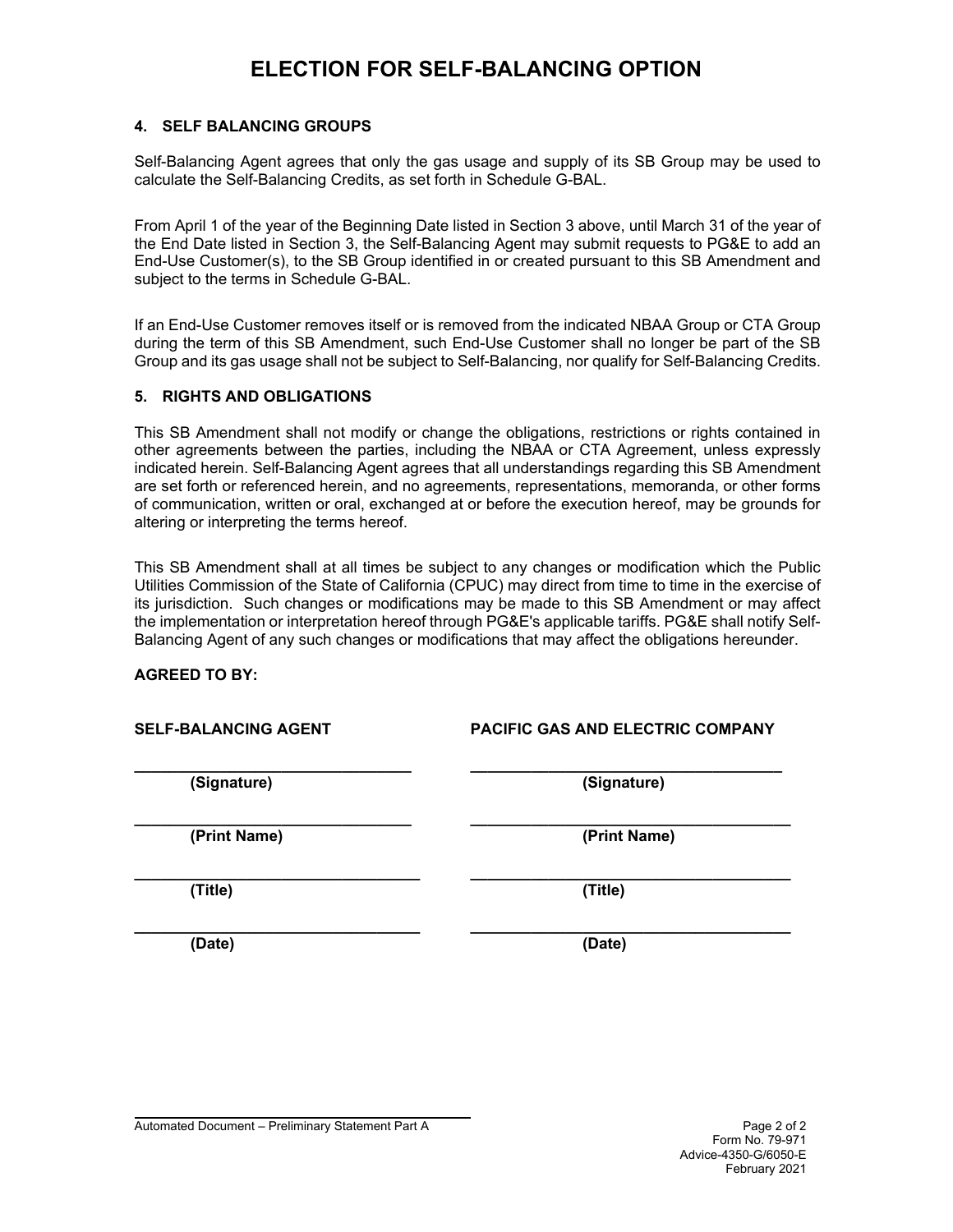# ELECTION FOR SELF-BALANCING OPTION

## 4. SELF BALANCING GROUPS

Self-Balancing Agent agrees that only the gas usage and supply of its SB Group may be used to calculate the Self-Balancing Credits, as set forth in Schedule G-BAL.

From April 1 of the year of the Beginning Date listed in Section 3 above, until March 31 of the year of the End Date listed in Section 3, the Self-Balancing Agent may submit requests to PG&E to add an End-Use Customer(s), to the SB Group identified in or created pursuant to this SB Amendment and subject to the terms in Schedule G-BAL.

If an End-Use Customer removes itself or is removed from the indicated NBAA Group or CTA Group during the term of this SB Amendment, such End-Use Customer shall no longer be part of the SB Group and its gas usage shall not be subject to Self-Balancing, nor qualify for Self-Balancing Credits.

## 5. RIGHTS AND OBLIGATIONS

This SB Amendment shall not modify or change the obligations, restrictions or rights contained in other agreements between the parties, including the NBAA or CTA Agreement, unless expressly indicated herein. Self-Balancing Agent agrees that all understandings regarding this SB Amendment are set forth or referenced herein, and no agreements, representations, memoranda, or other forms of communication, written or oral, exchanged at or before the execution hereof, may be grounds for altering or interpreting the terms hereof.

This SB Amendment shall at all times be subject to any changes or modification which the Public Utilities Commission of the State of California (CPUC) may direct from time to time in the exercise of its jurisdiction. Such changes or modifications may be made to this SB Amendment or may affect the implementation or interpretation hereof through PG&E's applicable tariffs. PG&E shall notify Self-Balancing Agent of any such changes or modifications that may affect the obligations hereunder.

**AGREED TO BY:**

| **SELF-BALANCING AGENT** | **PACIFIC GAS AND ELECTRIC COMPANY** |
|---|---|
| ______________________________ | ______________________________ |
| **(Signature)** | **(Signature)** |
| ______________________________ | ______________________________ |
| **(Print Name)** | **(Print Name)** |
| ______________________________ | ______________________________ |
| **(Title)** | **(Title)** |
| ______________________________ | ______________________________ |
| **(Date)** | **(Date)** |

Automated Document – Preliminary Statement Part A

Form No. 79-971
Advice-4350-G/6050-E
February 2021